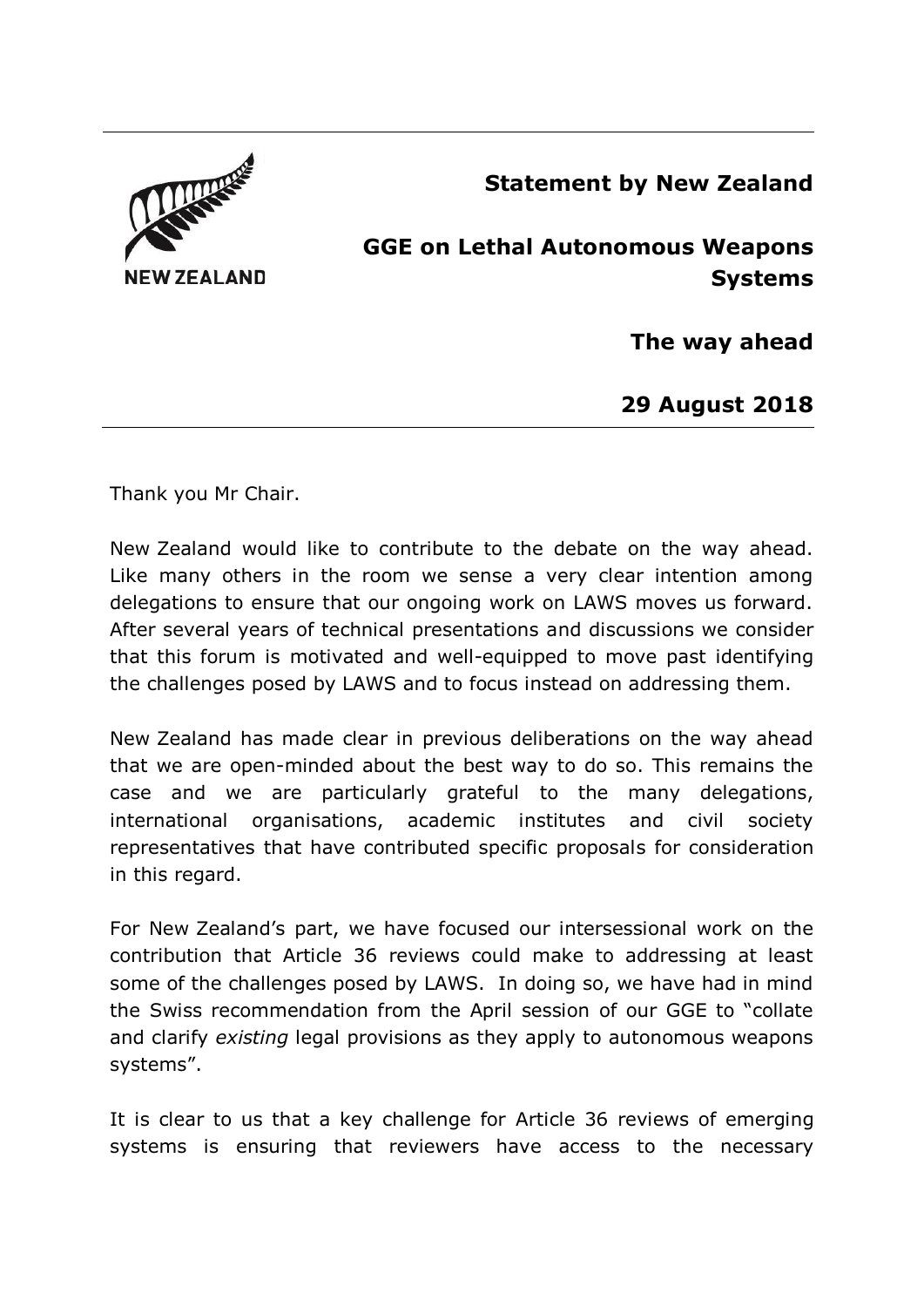# Statement by New Zealand

## GGE on Lethal Autonomous Weapons Systems

### The way ahead

### 29 August 2018

Thank you Mr Chair.

New Zealand would like to contribute to the debate on the way ahead. Like many others in the room we sense a very clear intention among delegations to ensure that our ongoing work on LAWS moves us forward. After several years of technical presentations and discussions we consider that this forum is motivated and well-equipped to move past identifying the challenges posed by LAWS and to focus instead on addressing them.

New Zealand has made clear in previous deliberations on the way ahead that we are open-minded about the best way to do so. This remains the case and we are particularly grateful to the many delegations, international organisations, academic institutes and civil society representatives that have contributed specific proposals for consideration in this regard.

For New Zealand's part, we have focused our intersessional work on the contribution that Article 36 reviews could make to addressing at least some of the challenges posed by LAWS. In doing so, we have had in mind the Swiss recommendation from the April session of our GGE to "collate and clarify *existing* legal provisions as they apply to autonomous weapons systems".

It is clear to us that a key challenge for Article 36 reviews of emerging systems is ensuring that reviewers have access to the necessary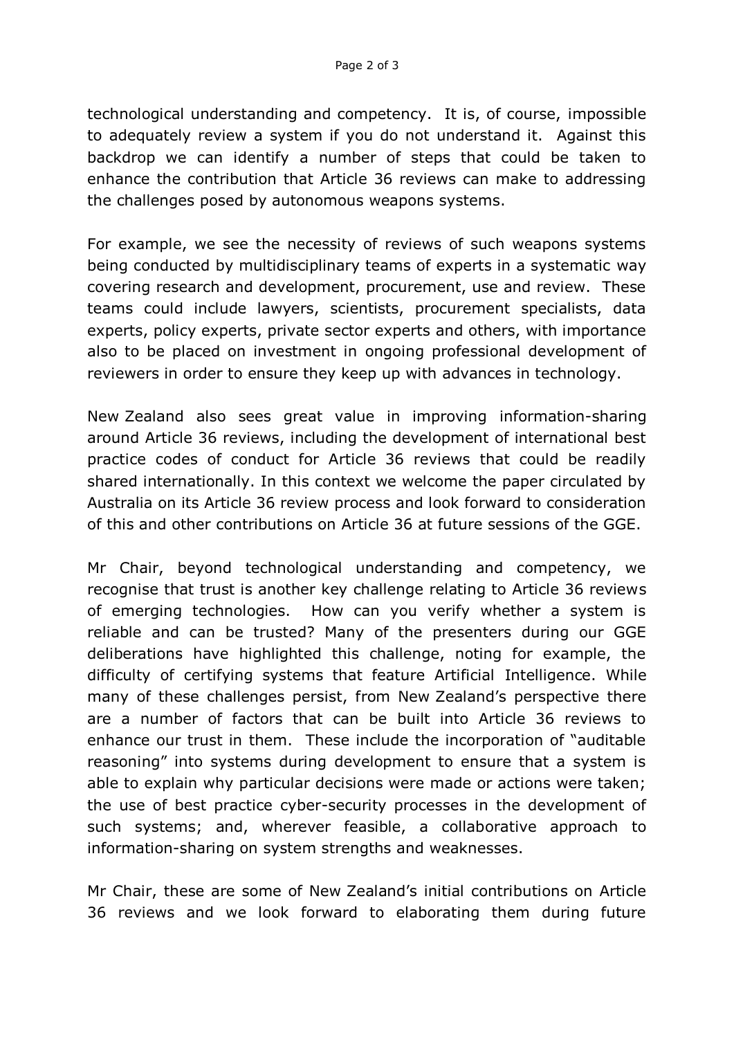technological understanding and competency. It is, of course, impossible to adequately review a system if you do not understand it. Against this backdrop we can identify a number of steps that could be taken to enhance the contribution that Article 36 reviews can make to addressing the challenges posed by autonomous weapons systems.

For example, we see the necessity of reviews of such weapons systems being conducted by multidisciplinary teams of experts in a systematic way covering research and development, procurement, use and review. These teams could include lawyers, scientists, procurement specialists, data experts, policy experts, private sector experts and others, with importance also to be placed on investment in ongoing professional development of reviewers in order to ensure they keep up with advances in technology.

New Zealand also sees great value in improving information-sharing around Article 36 reviews, including the development of international best practice codes of conduct for Article 36 reviews that could be readily shared internationally. In this context we welcome the paper circulated by Australia on its Article 36 review process and look forward to consideration of this and other contributions on Article 36 at future sessions of the GGE.

Mr Chair, beyond technological understanding and competency, we recognise that trust is another key challenge relating to Article 36 reviews of emerging technologies. How can you verify whether a system is reliable and can be trusted? Many of the presenters during our GGE deliberations have highlighted this challenge, noting for example, the difficulty of certifying systems that feature Artificial Intelligence. While many of these challenges persist, from New Zealand's perspective there are a number of factors that can be built into Article 36 reviews to enhance our trust in them. These include the incorporation of "auditable reasoning" into systems during development to ensure that a system is able to explain why particular decisions were made or actions were taken; the use of best practice cyber-security processes in the development of such systems; and, wherever feasible, a collaborative approach to information-sharing on system strengths and weaknesses.

Mr Chair, these are some of New Zealand's initial contributions on Article 36 reviews and we look forward to elaborating them during future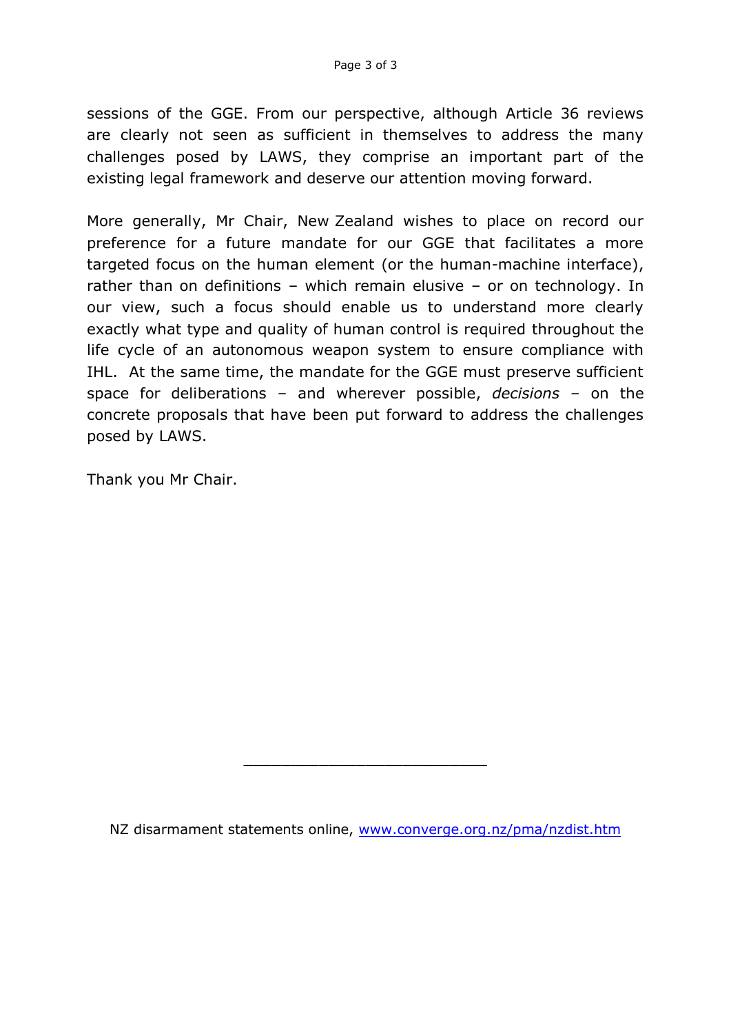sessions of the GGE. From our perspective, although Article 36 reviews are clearly not seen as sufficient in themselves to address the many challenges posed by LAWS, they comprise an important part of the existing legal framework and deserve our attention moving forward.

More generally, Mr Chair, New Zealand wishes to place on record our preference for a future mandate for our GGE that facilitates a more targeted focus on the human element (or the human-machine interface), rather than on definitions – which remain elusive – or on technology. In our view, such a focus should enable us to understand more clearly exactly what type and quality of human control is required throughout the life cycle of an autonomous weapon system to ensure compliance with IHL. At the same time, the mandate for the GGE must preserve sufficient space for deliberations – and wherever possible, *decisions* – on the concrete proposals that have been put forward to address the challenges posed by LAWS.

Thank you Mr Chair.

---

NZ disarmament statements online, [www.converge.org.nz/pma/nzdist.htm](http://www.converge.org.nz/pma/nzdist.htm)